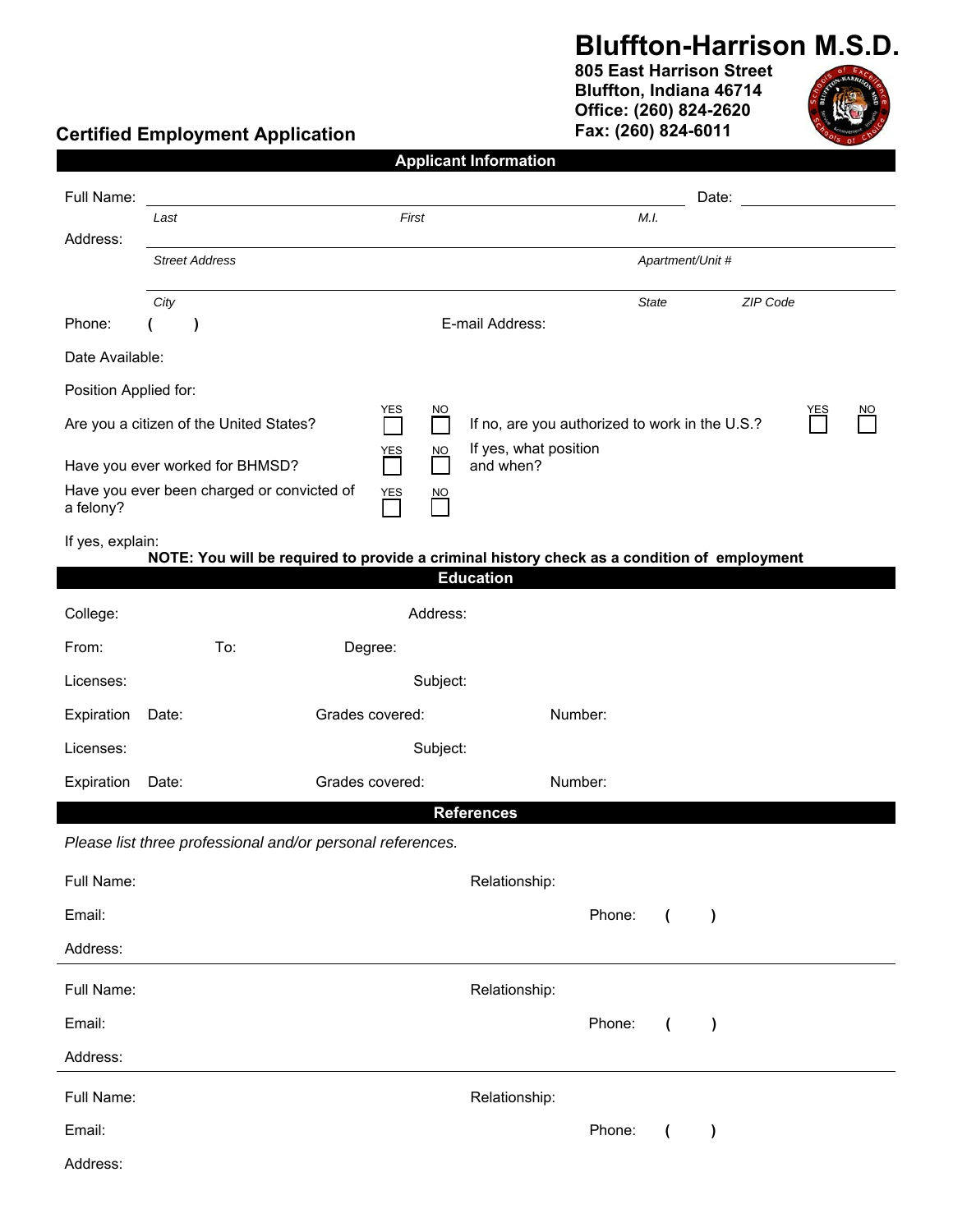# Bluffton-Harrison M.S.D.

**805 East Harrison Street**
**Bluffton, Indiana 46714**
**Office: (260) 824-2620**
**Fax: (260) 824-6011**

## Certified Employment Application

### Applicant Information

Full Name: ______________________________________________ Date: ______________

*Last* *First* *M.I.*

Address: ______________________________________________

*Street Address* *Apartment/Unit #*

______________________________________________

*City* *State* *ZIP Code*

Phone: ( ) E-mail Address:

Date Available:

Position Applied for:

Are you a citizen of the United States? YES ☐ NO ☐ If no, are you authorized to work in the U.S.? YES ☐ NO ☐

Have you ever worked for BHMSD? YES ☐ NO ☐ If yes, what position and when?

Have you ever been charged or convicted of a felony? YES ☐ NO ☐

If yes, explain:

**NOTE: You will be required to provide a criminal history check as a condition of employment**

### Education

College: Address:

From: To: Degree:

Licenses: Subject:

Expiration Date: Grades covered: Number:

Licenses: Subject:

Expiration Date: Grades covered: Number:

### References

*Please list three professional and/or personal references.*

Full Name: Relationship:

Email: Phone: ( )

Address:

---

Full Name: Relationship:

Email: Phone: ( )

Address:

---

Full Name: Relationship:

Email: Phone: ( )

Address: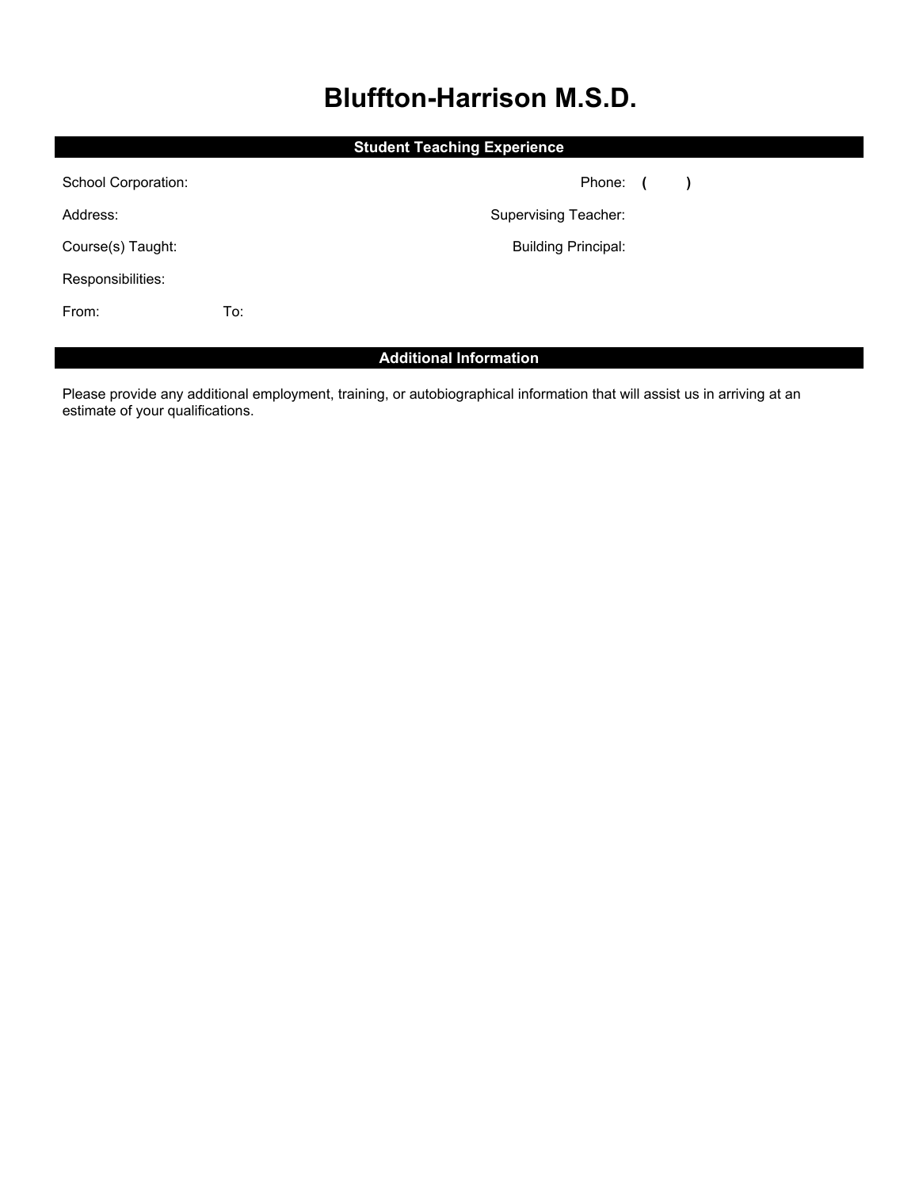# Bluffton-Harrison M.S.D.

## Student Teaching Experience

School Corporation: Phone: ( )

Address: Supervising Teacher:

Course(s) Taught: Building Principal:

Responsibilities:

From: To:

## Additional Information

Please provide any additional employment, training, or autobiographical information that will assist us in arriving at an estimate of your qualifications.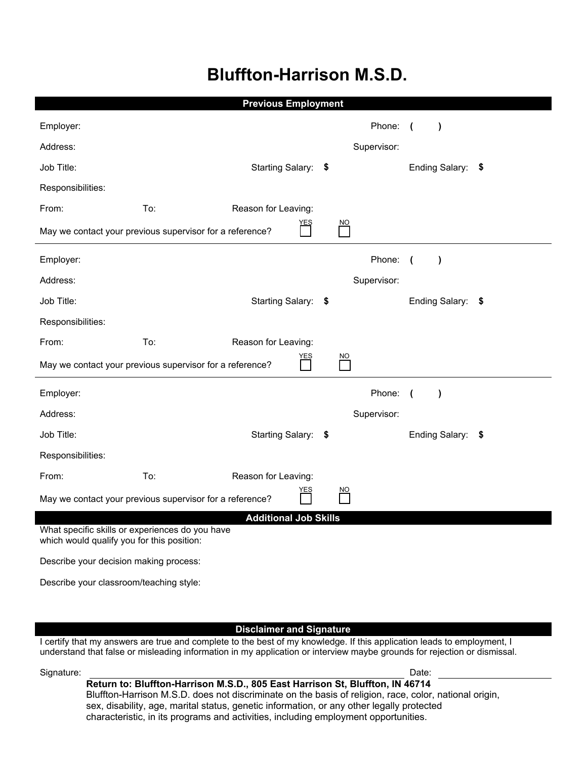# Bluffton-Harrison M.S.D.

## Previous Employment

Employer: Phone: ( )

Address: Supervisor:

Job Title: Starting Salary: $ Ending Salary: $

Responsibilities:

From: To: Reason for Leaving:

May we contact your previous supervisor for a reference? YES ☐ NO ☐

---

Employer: Phone: ( )

Address: Supervisor:

Job Title: Starting Salary: $ Ending Salary: $

Responsibilities:

From: To: Reason for Leaving:

May we contact your previous supervisor for a reference? YES ☐ NO ☐

---

Employer: Phone: ( )

Address: Supervisor:

Job Title: Starting Salary: $ Ending Salary: $

Responsibilities:

From: To: Reason for Leaving:

May we contact your previous supervisor for a reference? YES ☐ NO ☐

## Additional Job Skills

What specific skills or experiences do you have which would qualify you for this position:

Describe your decision making process:

Describe your classroom/teaching style:

## Disclaimer and Signature

I certify that my answers are true and complete to the best of my knowledge. If this application leads to employment, I understand that false or misleading information in my application or interview maybe grounds for rejection or dismissal.

Signature: ______________________________ Date: ______________

**Return to: Bluffton-Harrison M.S.D., 805 East Harrison St, Bluffton, IN 46714**

Bluffton-Harrison M.S.D. does not discriminate on the basis of religion, race, color, national origin, sex, disability, age, marital status, genetic information, or any other legally protected characteristic, in its programs and activities, including employment opportunities.